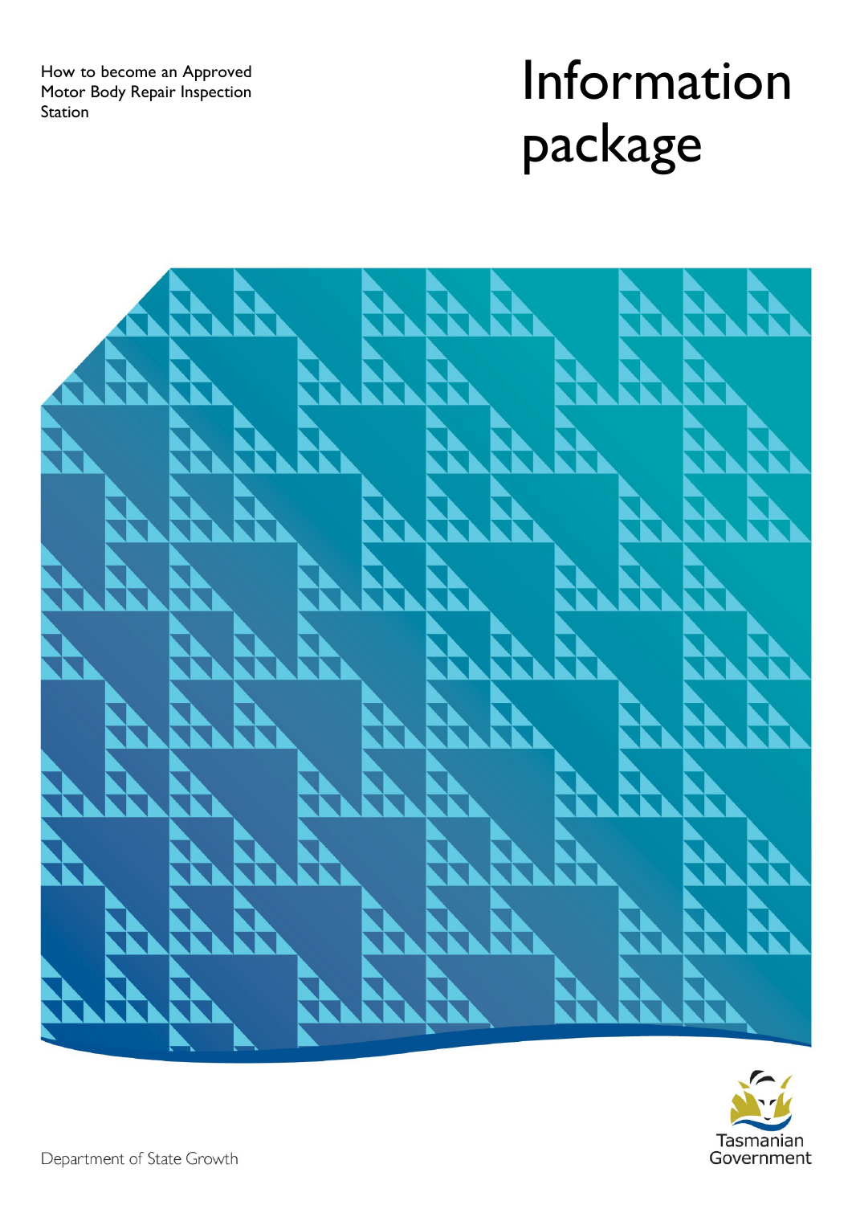How to become an Approved Motor Body Repair Inspection Station

# Information package

Department of State Growth

Tasmanian Government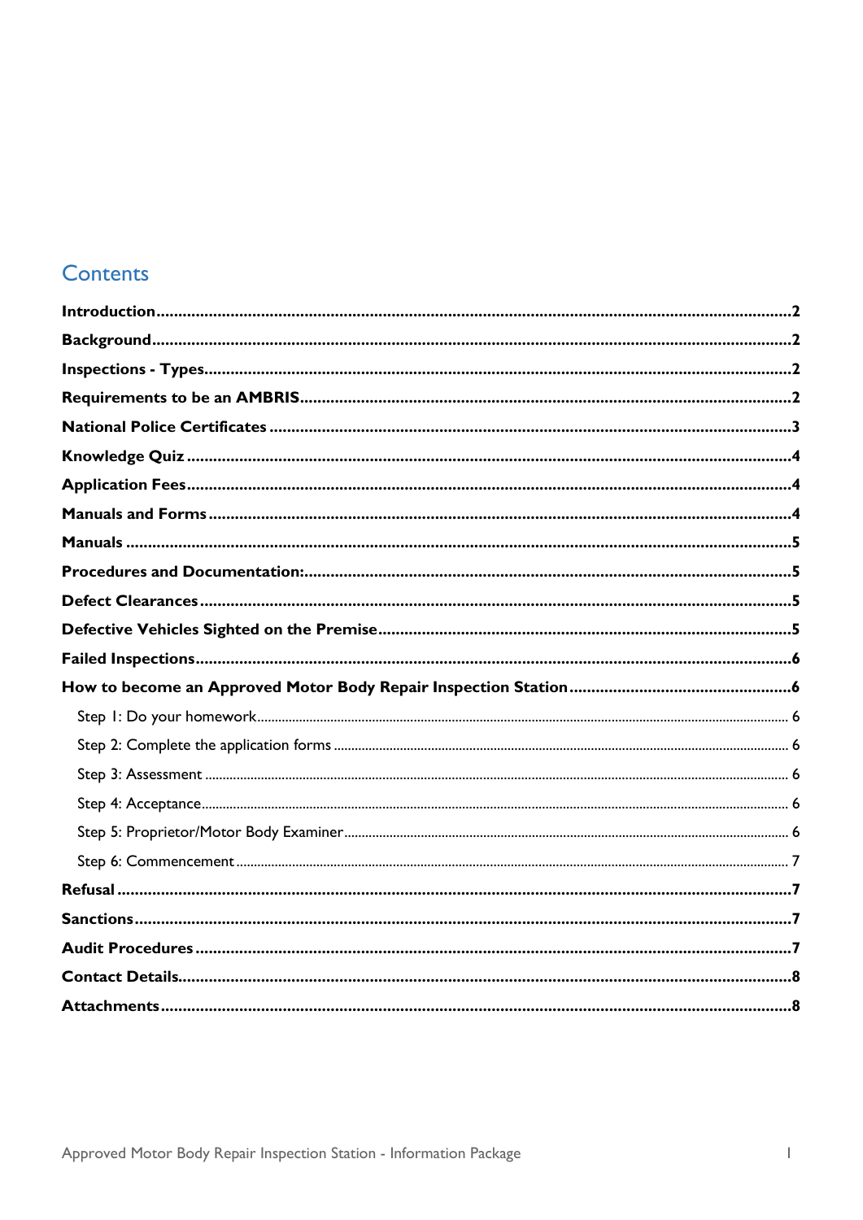# Contents

**Introduction** .......... 2

**Background** .......... 2

**Inspections - Types** .......... 2

**Requirements to be an AMBRIS** .......... 2

**National Police Certificates** .......... 3

**Knowledge Quiz** .......... 4

**Application Fees** .......... 4

**Manuals and Forms** .......... 4

**Manuals** .......... 5

**Procedures and Documentation:** .......... 5

**Defect Clearances** .......... 5

**Defective Vehicles Sighted on the Premise** .......... 5

**Failed Inspections** .......... 6

**How to become an Approved Motor Body Repair Inspection Station** .......... 6

- Step 1: Do your homework .......... 6
- Step 2: Complete the application forms .......... 6
- Step 3: Assessment .......... 6
- Step 4: Acceptance .......... 6
- Step 5: Proprietor/Motor Body Examiner .......... 6
- Step 6: Commencement .......... 7

**Refusal** .......... 7

**Sanctions** .......... 7

**Audit Procedures** .......... 7

**Contact Details** .......... 8

**Attachments** .......... 8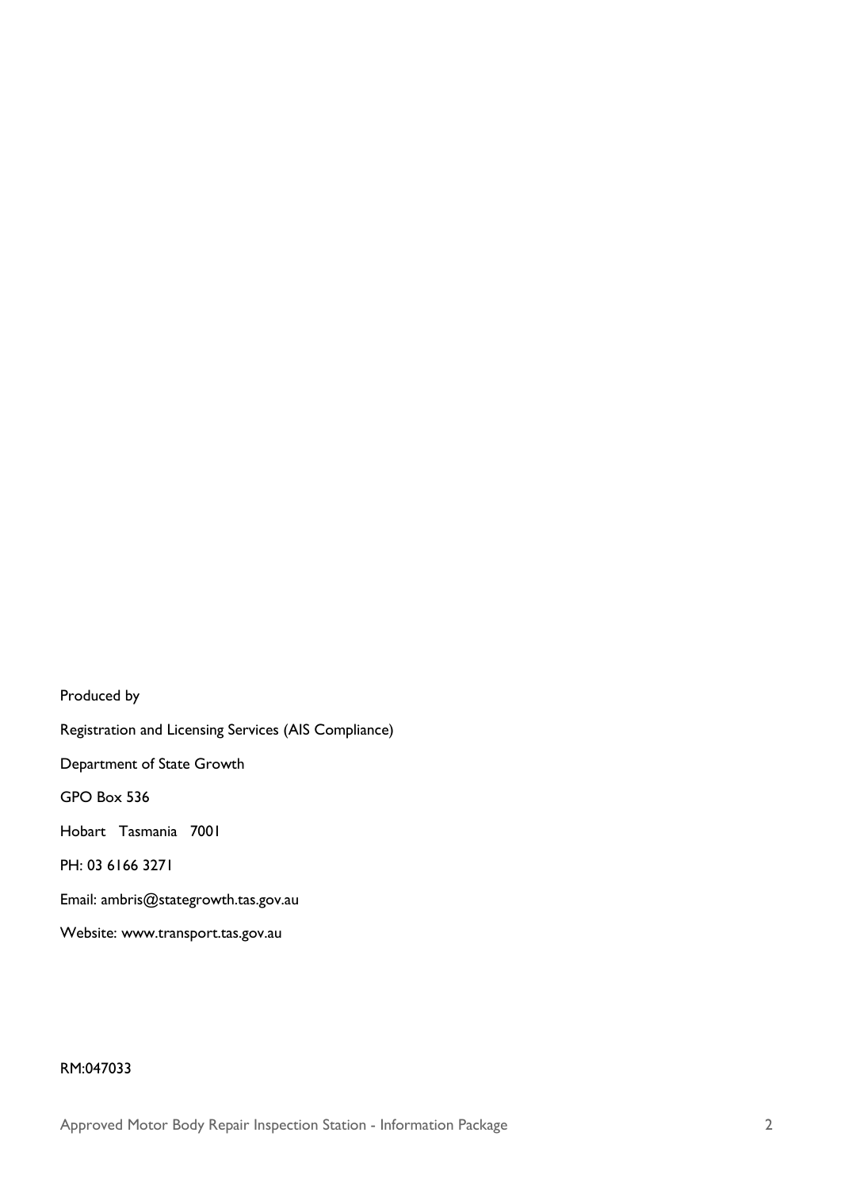Produced by

Registration and Licensing Services (AIS Compliance)

Department of State Growth

GPO Box 536

Hobart Tasmania 7001

PH: 03 6166 3271

Email: ambris@stategrowth.tas.gov.au

Website: www.transport.tas.gov.au

RM:047033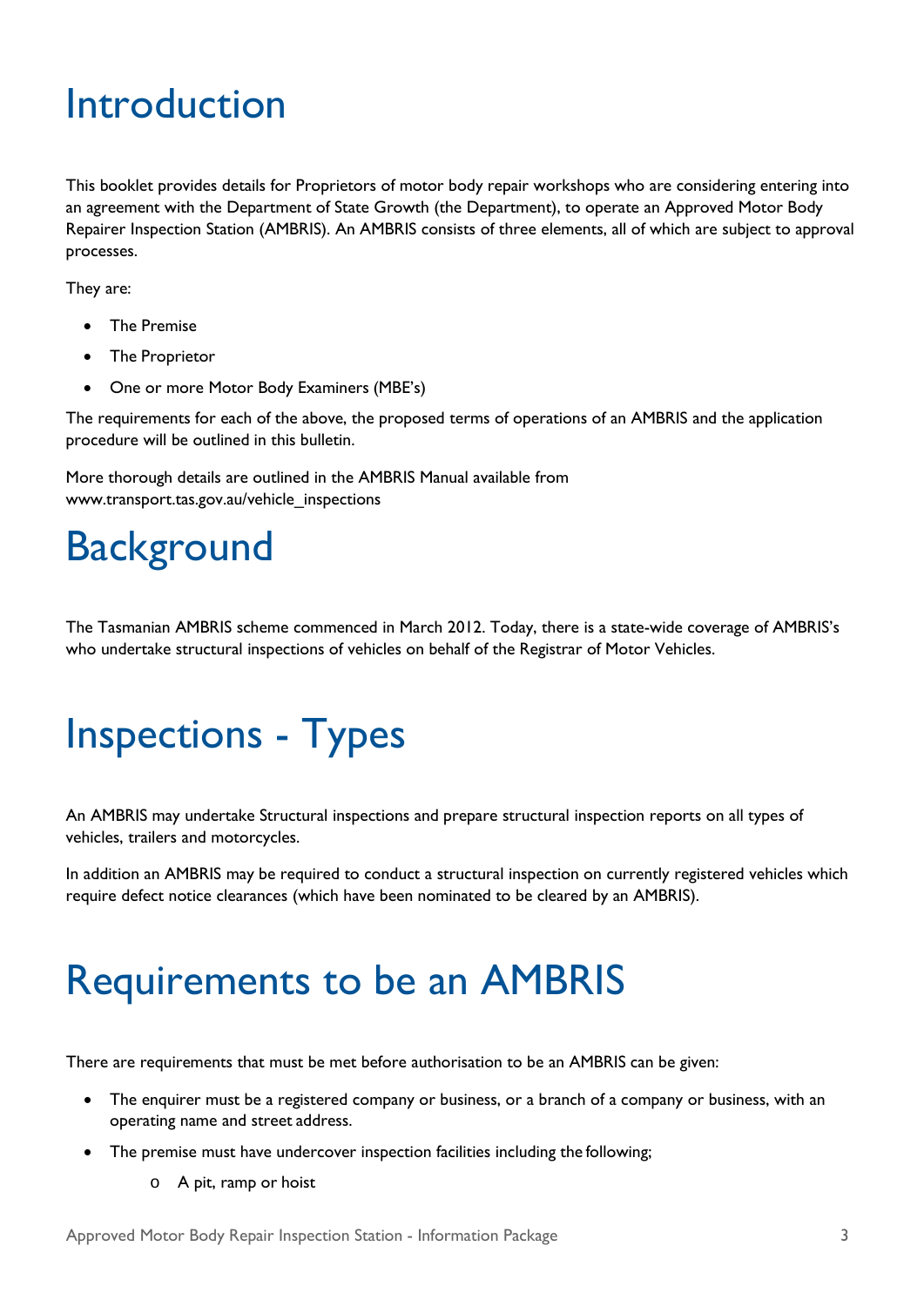# Introduction

This booklet provides details for Proprietors of motor body repair workshops who are considering entering into an agreement with the Department of State Growth (the Department), to operate an Approved Motor Body Repairer Inspection Station (AMBRIS). An AMBRIS consists of three elements, all of which are subject to approval processes.

They are:

- The Premise
- The Proprietor
- One or more Motor Body Examiners (MBE's)

The requirements for each of the above, the proposed terms of operations of an AMBRIS and the application procedure will be outlined in this bulletin.

More thorough details are outlined in the AMBRIS Manual available from www.transport.tas.gov.au/vehicle_inspections

# Background

The Tasmanian AMBRIS scheme commenced in March 2012. Today, there is a state-wide coverage of AMBRIS's who undertake structural inspections of vehicles on behalf of the Registrar of Motor Vehicles.

# Inspections - Types

An AMBRIS may undertake Structural inspections and prepare structural inspection reports on all types of vehicles, trailers and motorcycles.

In addition an AMBRIS may be required to conduct a structural inspection on currently registered vehicles which require defect notice clearances (which have been nominated to be cleared by an AMBRIS).

# Requirements to be an AMBRIS

There are requirements that must be met before authorisation to be an AMBRIS can be given:

- The enquirer must be a registered company or business, or a branch of a company or business, with an operating name and street address.
- The premise must have undercover inspection facilities including the following;
  - A pit, ramp or hoist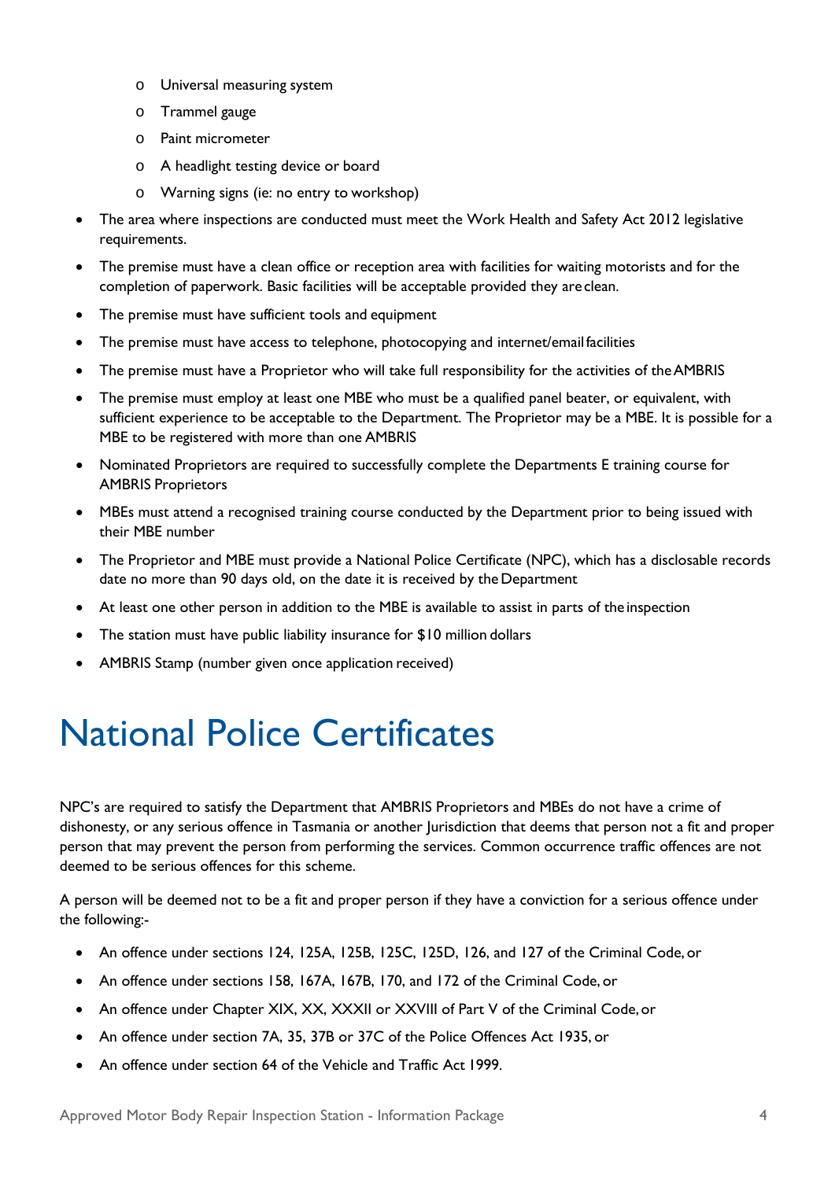- Universal measuring system
  - Trammel gauge
  - Paint micrometer
  - A headlight testing device or board
  - Warning signs (ie: no entry to workshop)
- The area where inspections are conducted must meet the Work Health and Safety Act 2012 legislative requirements.
- The premise must have a clean office or reception area with facilities for waiting motorists and for the completion of paperwork. Basic facilities will be acceptable provided they are clean.
- The premise must have sufficient tools and equipment
- The premise must have access to telephone, photocopying and internet/email facilities
- The premise must have a Proprietor who will take full responsibility for the activities of the AMBRIS
- The premise must employ at least one MBE who must be a qualified panel beater, or equivalent, with sufficient experience to be acceptable to the Department. The Proprietor may be a MBE. It is possible for a MBE to be registered with more than one AMBRIS
- Nominated Proprietors are required to successfully complete the Departments E training course for AMBRIS Proprietors
- MBEs must attend a recognised training course conducted by the Department prior to being issued with their MBE number
- The Proprietor and MBE must provide a National Police Certificate (NPC), which has a disclosable records date no more than 90 days old, on the date it is received by the Department
- At least one other person in addition to the MBE is available to assist in parts of the inspection
- The station must have public liability insurance for $10 million dollars
- AMBRIS Stamp (number given once application received)

# National Police Certificates

NPC's are required to satisfy the Department that AMBRIS Proprietors and MBEs do not have a crime of dishonesty, or any serious offence in Tasmania or another Jurisdiction that deems that person not a fit and proper person that may prevent the person from performing the services. Common occurrence traffic offences are not deemed to be serious offences for this scheme.

A person will be deemed not to be a fit and proper person if they have a conviction for a serious offence under the following:-

- An offence under sections 124, 125A, 125B, 125C, 125D, 126, and 127 of the Criminal Code, or
- An offence under sections 158, 167A, 167B, 170, and 172 of the Criminal Code, or
- An offence under Chapter XIX, XX, XXXII or XXVIII of Part V of the Criminal Code, or
- An offence under section 7A, 35, 37B or 37C of the Police Offences Act 1935, or
- An offence under section 64 of the Vehicle and Traffic Act 1999.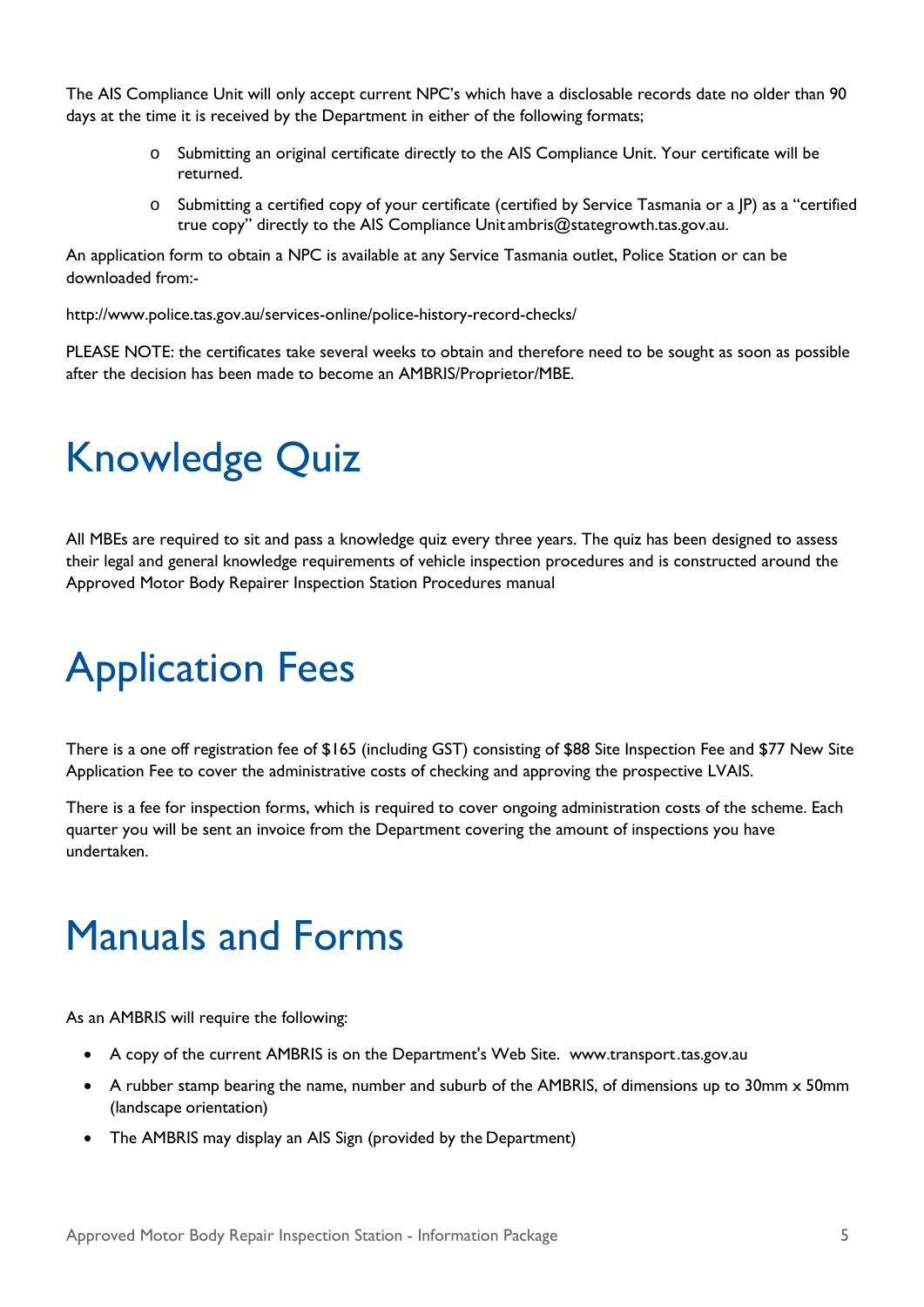The AIS Compliance Unit will only accept current NPC's which have a disclosable records date no older than 90 days at the time it is received by the Department in either of the following formats;

- Submitting an original certificate directly to the AIS Compliance Unit. Your certificate will be returned.
- Submitting a certified copy of your certificate (certified by Service Tasmania or a JP) as a "certified true copy" directly to the AIS Compliance Unit ambris@stategrowth.tas.gov.au.

An application form to obtain a NPC is available at any Service Tasmania outlet, Police Station or can be downloaded from:-

http://www.police.tas.gov.au/services-online/police-history-record-checks/

PLEASE NOTE: the certificates take several weeks to obtain and therefore need to be sought as soon as possible after the decision has been made to become an AMBRIS/Proprietor/MBE.

# Knowledge Quiz

All MBEs are required to sit and pass a knowledge quiz every three years. The quiz has been designed to assess their legal and general knowledge requirements of vehicle inspection procedures and is constructed around the Approved Motor Body Repairer Inspection Station Procedures manual

# Application Fees

There is a one off registration fee of $165 (including GST) consisting of $88 Site Inspection Fee and $77 New Site Application Fee to cover the administrative costs of checking and approving the prospective LVAIS.

There is a fee for inspection forms, which is required to cover ongoing administration costs of the scheme. Each quarter you will be sent an invoice from the Department covering the amount of inspections you have undertaken.

# Manuals and Forms

As an AMBRIS will require the following:

- A copy of the current AMBRIS is on the Department's Web Site. www.transport.tas.gov.au
- A rubber stamp bearing the name, number and suburb of the AMBRIS, of dimensions up to 30mm x 50mm (landscape orientation)
- The AMBRIS may display an AIS Sign (provided by the Department)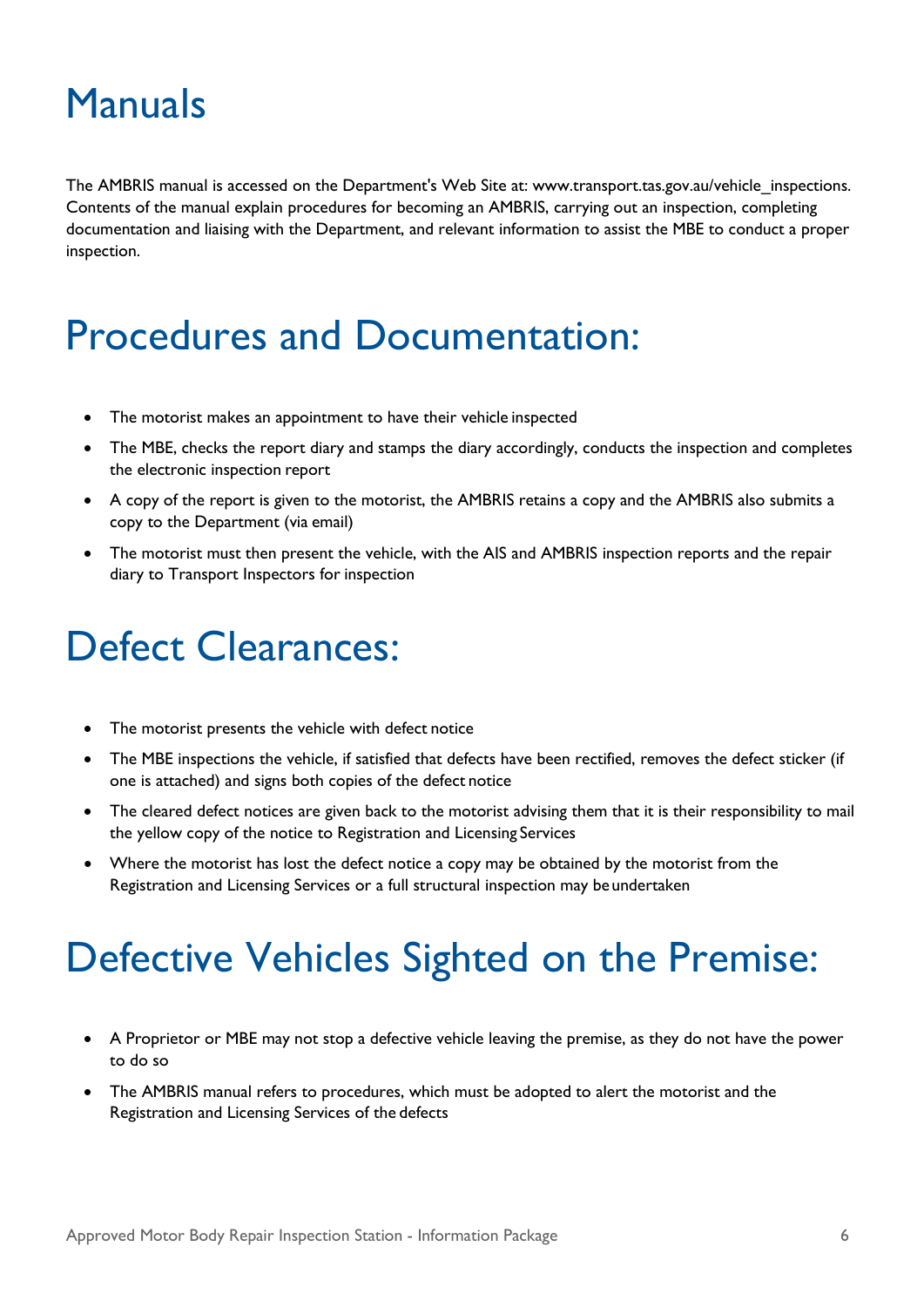# Manuals

The AMBRIS manual is accessed on the Department's Web Site at: www.transport.tas.gov.au/vehicle_inspections. Contents of the manual explain procedures for becoming an AMBRIS, carrying out an inspection, completing documentation and liaising with the Department, and relevant information to assist the MBE to conduct a proper inspection.

# Procedures and Documentation:

- The motorist makes an appointment to have their vehicle inspected
- The MBE, checks the report diary and stamps the diary accordingly, conducts the inspection and completes the electronic inspection report
- A copy of the report is given to the motorist, the AMBRIS retains a copy and the AMBRIS also submits a copy to the Department (via email)
- The motorist must then present the vehicle, with the AIS and AMBRIS inspection reports and the repair diary to Transport Inspectors for inspection

# Defect Clearances:

- The motorist presents the vehicle with defect notice
- The MBE inspections the vehicle, if satisfied that defects have been rectified, removes the defect sticker (if one is attached) and signs both copies of the defect notice
- The cleared defect notices are given back to the motorist advising them that it is their responsibility to mail the yellow copy of the notice to Registration and Licensing Services
- Where the motorist has lost the defect notice a copy may be obtained by the motorist from the Registration and Licensing Services or a full structural inspection may be undertaken

# Defective Vehicles Sighted on the Premise:

- A Proprietor or MBE may not stop a defective vehicle leaving the premise, as they do not have the power to do so
- The AMBRIS manual refers to procedures, which must be adopted to alert the motorist and the Registration and Licensing Services of the defects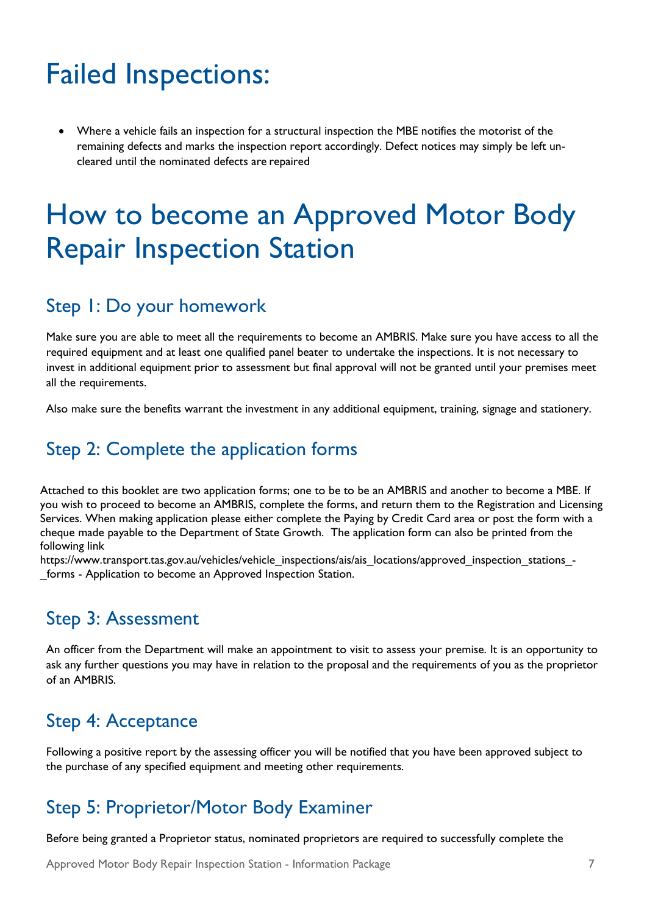# Failed Inspections:

- Where a vehicle fails an inspection for a structural inspection the MBE notifies the motorist of the remaining defects and marks the inspection report accordingly. Defect notices may simply be left un-cleared until the nominated defects are repaired

# How to become an Approved Motor Body Repair Inspection Station

## Step 1: Do your homework

Make sure you are able to meet all the requirements to become an AMBRIS. Make sure you have access to all the required equipment and at least one qualified panel beater to undertake the inspections. It is not necessary to invest in additional equipment prior to assessment but final approval will not be granted until your premises meet all the requirements.

Also make sure the benefits warrant the investment in any additional equipment, training, signage and stationery.

## Step 2: Complete the application forms

Attached to this booklet are two application forms; one to be to be an AMBRIS and another to become a MBE. If you wish to proceed to become an AMBRIS, complete the forms, and return them to the Registration and Licensing Services. When making application please either complete the Paying by Credit Card area or post the form with a cheque made payable to the Department of State Growth. The application form can also be printed from the following link https://www.transport.tas.gov.au/vehicles/vehicle_inspections/ais/ais_locations/approved_inspection_stations_-_forms - Application to become an Approved Inspection Station.

## Step 3: Assessment

An officer from the Department will make an appointment to visit to assess your premise. It is an opportunity to ask any further questions you may have in relation to the proposal and the requirements of you as the proprietor of an AMBRIS.

## Step 4: Acceptance

Following a positive report by the assessing officer you will be notified that you have been approved subject to the purchase of any specified equipment and meeting other requirements.

## Step 5: Proprietor/Motor Body Examiner

Before being granted a Proprietor status, nominated proprietors are required to successfully complete the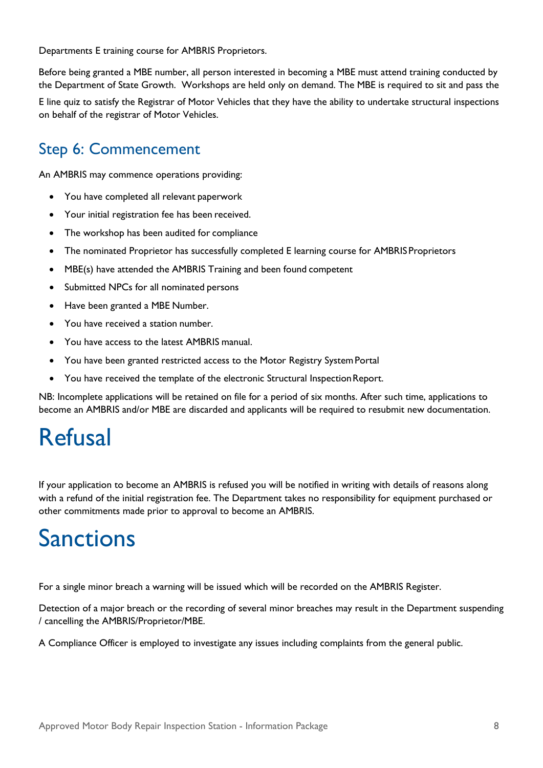Departments E training course for AMBRIS Proprietors.

Before being granted a MBE number, all person interested in becoming a MBE must attend training conducted by the Department of State Growth. Workshops are held only on demand. The MBE is required to sit and pass the E line quiz to satisfy the Registrar of Motor Vehicles that they have the ability to undertake structural inspections on behalf of the registrar of Motor Vehicles.

## Step 6: Commencement

An AMBRIS may commence operations providing:

- You have completed all relevant paperwork
- Your initial registration fee has been received.
- The workshop has been audited for compliance
- The nominated Proprietor has successfully completed E learning course for AMBRIS Proprietors
- MBE(s) have attended the AMBRIS Training and been found competent
- Submitted NPCs for all nominated persons
- Have been granted a MBE Number.
- You have received a station number.
- You have access to the latest AMBRIS manual.
- You have been granted restricted access to the Motor Registry System Portal
- You have received the template of the electronic Structural Inspection Report.

NB: Incomplete applications will be retained on file for a period of six months. After such time, applications to become an AMBRIS and/or MBE are discarded and applicants will be required to resubmit new documentation.

# Refusal

If your application to become an AMBRIS is refused you will be notified in writing with details of reasons along with a refund of the initial registration fee. The Department takes no responsibility for equipment purchased or other commitments made prior to approval to become an AMBRIS.

# Sanctions

For a single minor breach a warning will be issued which will be recorded on the AMBRIS Register.

Detection of a major breach or the recording of several minor breaches may result in the Department suspending / cancelling the AMBRIS/Proprietor/MBE.

A Compliance Officer is employed to investigate any issues including complaints from the general public.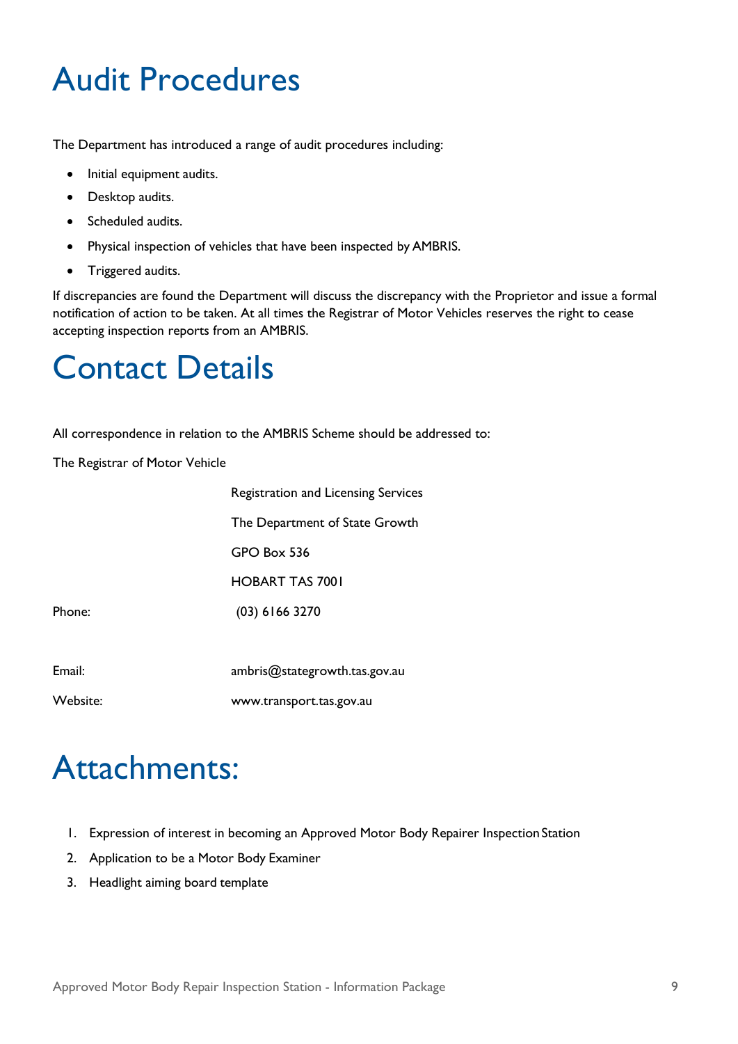# Audit Procedures

The Department has introduced a range of audit procedures including:

- Initial equipment audits.
- Desktop audits.
- Scheduled audits.
- Physical inspection of vehicles that have been inspected by AMBRIS.
- Triggered audits.

If discrepancies are found the Department will discuss the discrepancy with the Proprietor and issue a formal notification of action to be taken. At all times the Registrar of Motor Vehicles reserves the right to cease accepting inspection reports from an AMBRIS.

# Contact Details

All correspondence in relation to the AMBRIS Scheme should be addressed to:

The Registrar of Motor Vehicle

Registration and Licensing Services

The Department of State Growth

GPO Box 536

HOBART TAS 7001

Phone: (03) 6166 3270

Email: ambris@stategrowth.tas.gov.au

Website: www.transport.tas.gov.au

# Attachments:

1. Expression of interest in becoming an Approved Motor Body Repairer Inspection Station
2. Application to be a Motor Body Examiner
3. Headlight aiming board template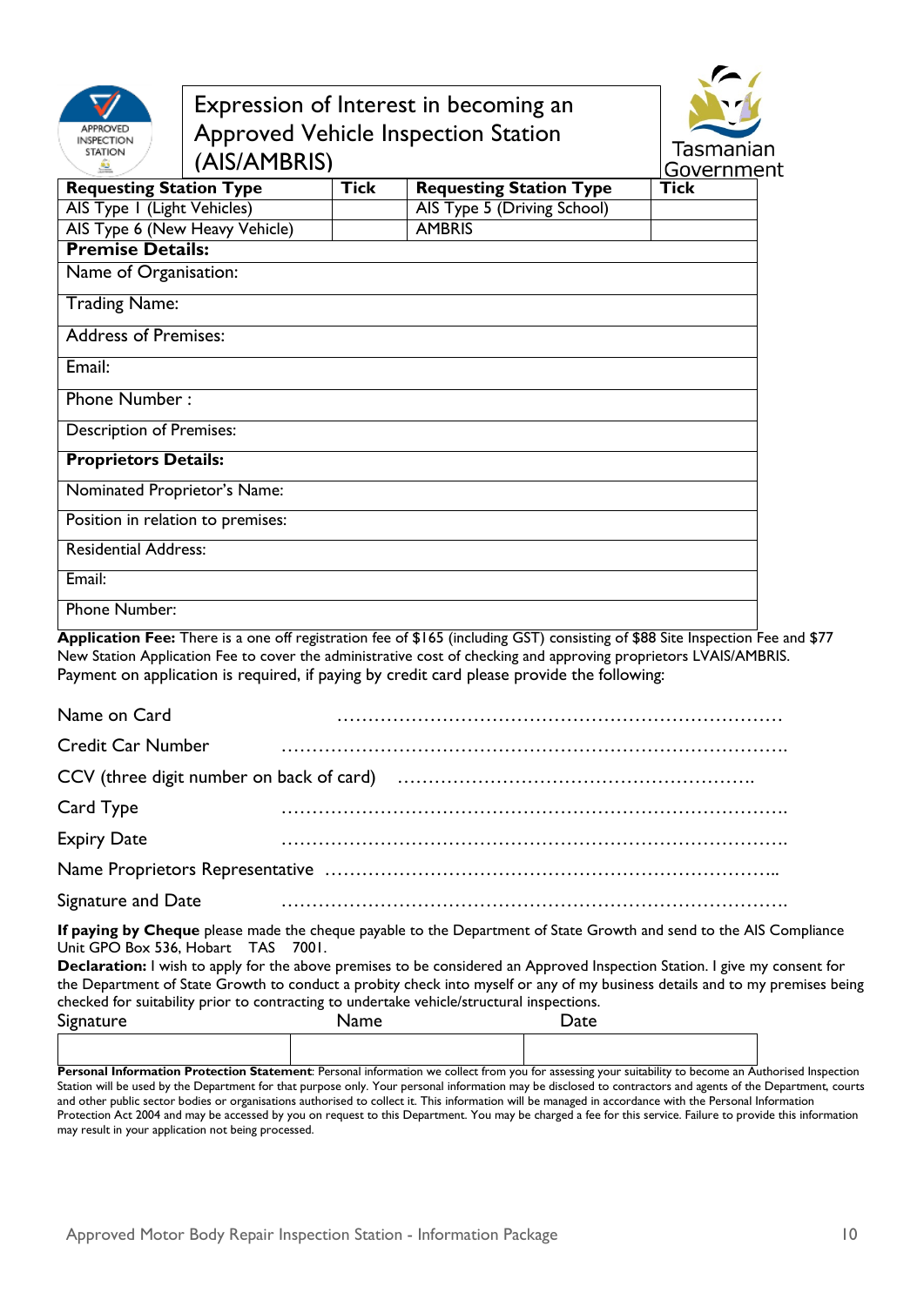# Expression of Interest in becoming an Approved Vehicle Inspection Station (AIS/AMBRIS)

Tasmanian Government

| Requesting Station Type | Tick | Requesting Station Type | Tick |
|---|---|---|---|
| AIS Type 1 (Light Vehicles) | | AIS Type 5 (Driving School) | |
| AIS Type 6 (New Heavy Vehicle) | | AMBRIS | |

| **Premise Details:** |
|---|
| Name of Organisation: |
| Trading Name: |
| Address of Premises: |
| Email: |
| Phone Number : |
| Description of Premises: |
| **Proprietors Details:** |
| Nominated Proprietor's Name: |
| Position in relation to premises: |
| Residential Address: |
| Email: |
| Phone Number: |

**Application Fee:** There is a one off registration fee of $165 (including GST) consisting of $88 Site Inspection Fee and $77 New Station Application Fee to cover the administrative cost of checking and approving proprietors LVAIS/AMBRIS. Payment on application is required, if paying by credit card please provide the following:

Name on Card ………………………………………………………………

Credit Car Number ………………………………………………………………………

CCV (three digit number on back of card) ………………………………………………….

Card Type ………………………………………………………………………

Expiry Date ………………………………………………………………………

Name Proprietors Representative ……………………………………………………………..

Signature and Date ………………………………………………………………………

**If paying by Cheque** please made the cheque payable to the Department of State Growth and send to the AIS Compliance Unit GPO Box 536, Hobart TAS 7001.

**Declaration:** I wish to apply for the above premises to be considered an Approved Inspection Station. I give my consent for the Department of State Growth to conduct a probity check into myself or any of my business details and to my premises being checked for suitability prior to contracting to undertake vehicle/structural inspections.

| Signature | Name | Date |
|---|---|---|
| | | |

**Personal Information Protection Statement**: Personal information we collect from you for assessing your suitability to become an Authorised Inspection Station will be used by the Department for that purpose only. Your personal information may be disclosed to contractors and agents of the Department, courts and other public sector bodies or organisations authorised to collect it. This information will be managed in accordance with the Personal Information Protection Act 2004 and may be accessed by you on request to this Department. You may be charged a fee for this service. Failure to provide this information may result in your application not being processed.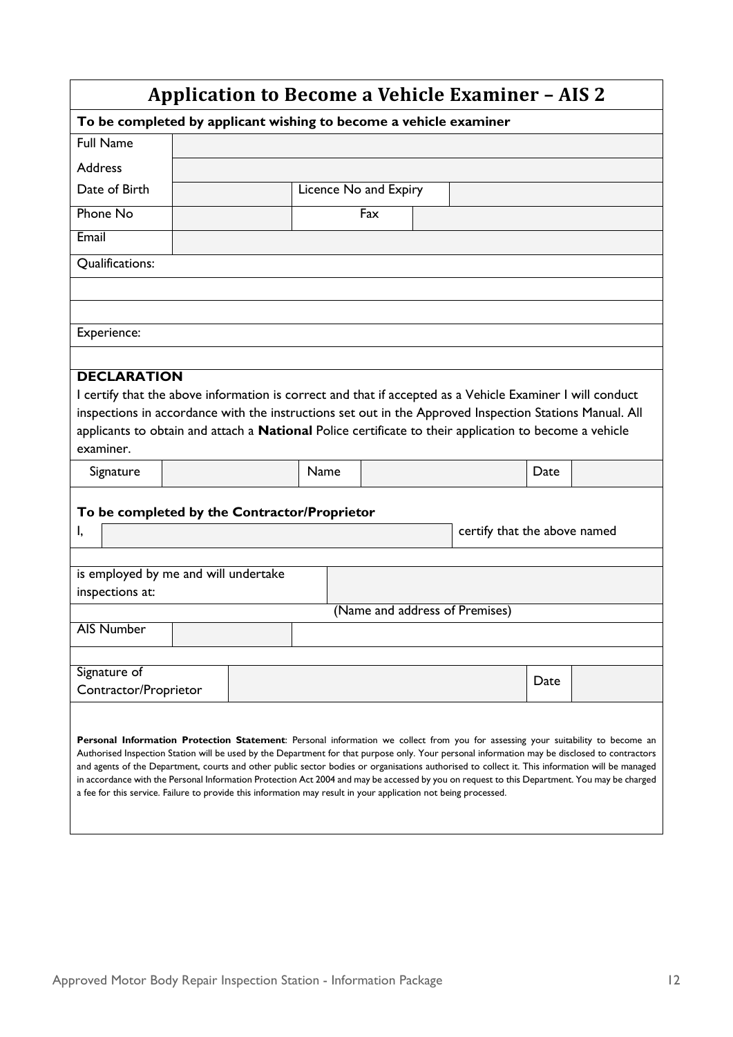# Application to Become a Vehicle Examiner – AIS 2

**To be completed by applicant wishing to become a vehicle examiner**

| Full Name | | | |
|---|---|---|---|
| Address | | | |
| Date of Birth | | Licence No and Expiry | |
| Phone No | | Fax | |
| Email | | | |

Qualifications:

Experience:

**DECLARATION**

I certify that the above information is correct and that if accepted as a Vehicle Examiner I will conduct inspections in accordance with the instructions set out in the Approved Inspection Stations Manual. All applicants to obtain and attach a **National** Police certificate to their application to become a vehicle examiner.

| Signature | | Name | | Date | |
|---|---|---|---|---|---|

**To be completed by the Contractor/Proprietor**

I, ______________________ certify that the above named

is employed by me and will undertake inspections at: ______________________

(Name and address of Premises)

| AIS Number | |
|---|---|

| Signature of Contractor/Proprietor | | Date | |
|---|---|---|---|

**Personal Information Protection Statement**: Personal information we collect from you for assessing your suitability to become an Authorised Inspection Station will be used by the Department for that purpose only. Your personal information may be disclosed to contractors and agents of the Department, courts and other public sector bodies or organisations authorised to collect it. This information will be managed in accordance with the Personal Information Protection Act 2004 and may be accessed by you on request to this Department. You may be charged a fee for this service. Failure to provide this information may result in your application not being processed.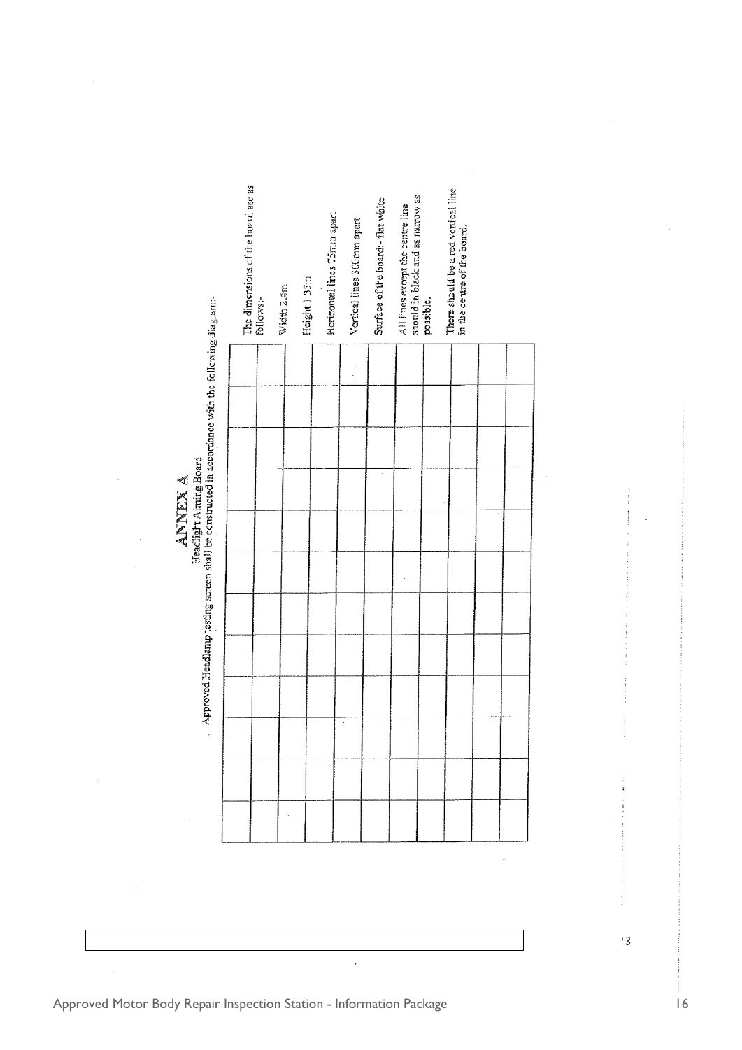# ANNEX A

## Headlight Aiming Board

Approved Headlamp testing screen shall be constructed in accordance with the following diagram:-

The dimensions of the board are as follows:-

Width 2.4m

Height 1.35m

Horizontal lines 75mm apart

Vertical lines 300mm apart

Surface of the board:- flat white

All lines except the centre line should in black and as narrow as possible.

There should be a red vertical line in the centre of the board.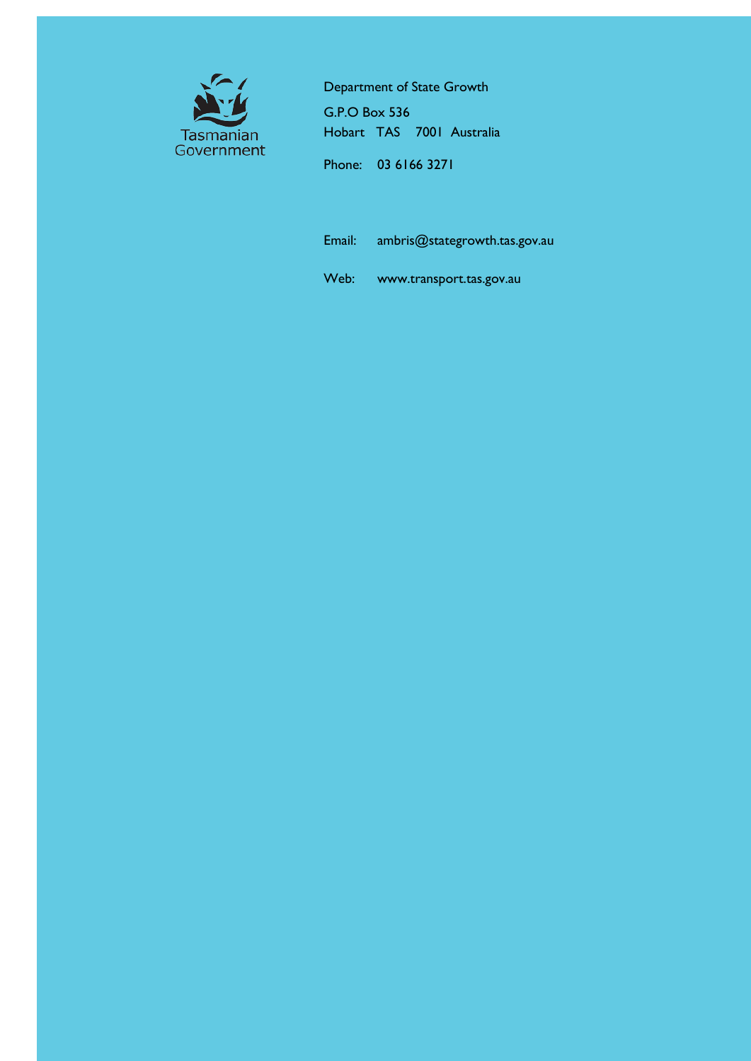Tasmanian Government

Department of State Growth

G.P.O Box 536
Hobart TAS 7001 Australia

Phone: 03 6166 3271

Email: ambris@stategrowth.tas.gov.au

Web: www.transport.tas.gov.au